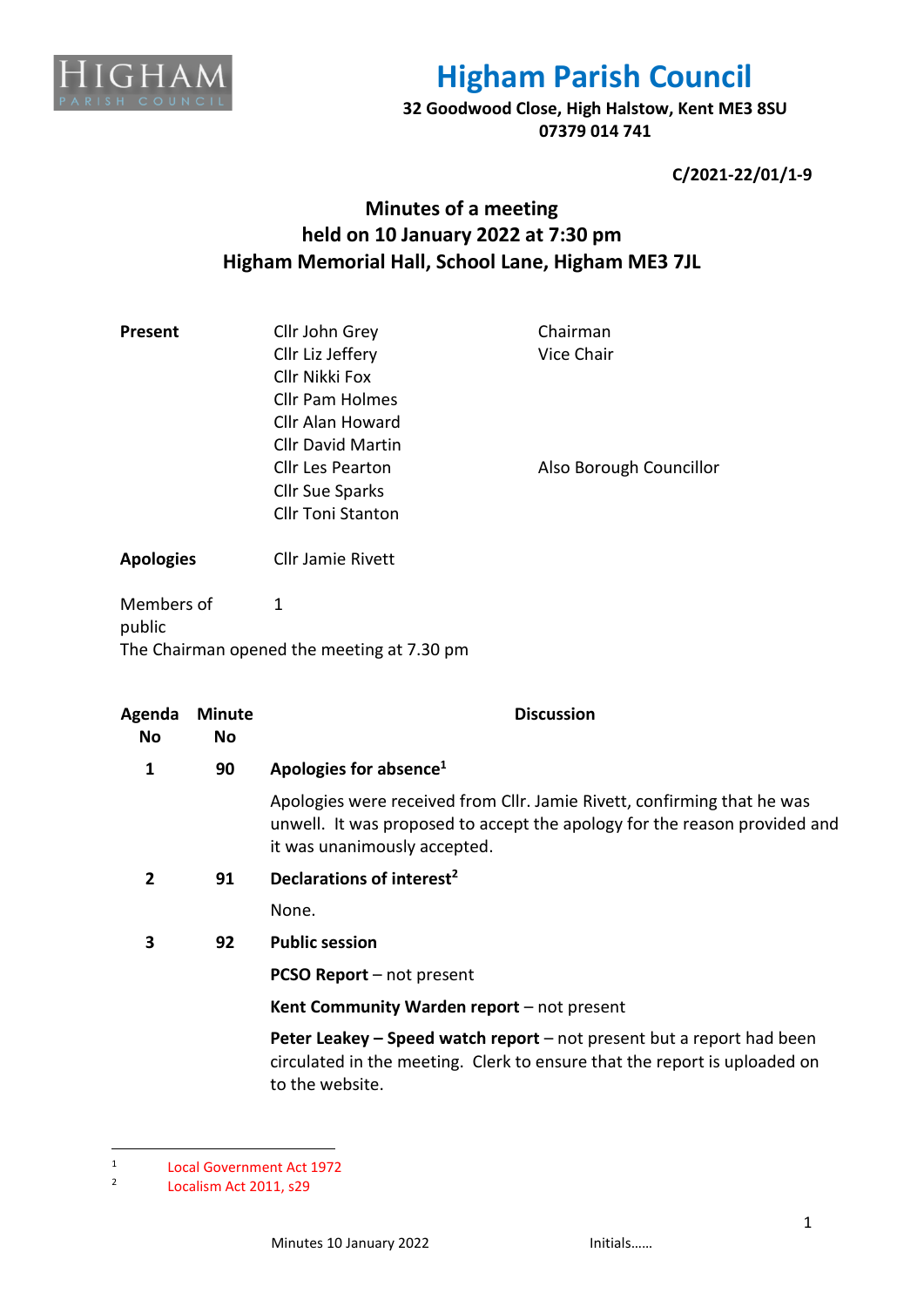# Higham Parish Council

**32 Goodwood Close, High Halstow, Kent ME3 8SU**
**07379 014 741**

**C/2021-22/01/1-9**

## Minutes of a meeting held on 10 January 2022 at 7:30 pm Higham Memorial Hall, School Lane, Higham ME3 7JL

| **Present** | Cllr John Grey | Chairman |
|---|---|---|
| | Cllr Liz Jeffery | Vice Chair |
| | Cllr Nikki Fox | |
| | Cllr Pam Holmes | |
| | Cllr Alan Howard | |
| | Cllr David Martin | |
| | Cllr Les Pearton | Also Borough Councillor |
| | Cllr Sue Sparks | |
| | Cllr Toni Stanton | |
| **Apologies** | Cllr Jamie Rivett | |
| Members of public | 1 | |

The Chairman opened the meeting at 7.30 pm

| Agenda No | Minute No | Discussion |
|---|---|---|
| 1 | 90 | **Apologies for absence**[1] |
| | | Apologies were received from Cllr. Jamie Rivett, confirming that he was unwell. It was proposed to accept the apology for the reason provided and it was unanimously accepted. |
| 2 | 91 | **Declarations of interest**[2] |
| | | None. |
| 3 | 92 | **Public session** |
| | | **PCSO Report** – not present |
| | | **Kent Community Warden report** – not present |
| | | **Peter Leakey – Speed watch report** – not present but a report had been circulated in the meeting. Clerk to ensure that the report is uploaded on to the website. |

[1] Local Government Act 1972
[2] Localism Act 2011, s29

Minutes 10 January 2022 Initials……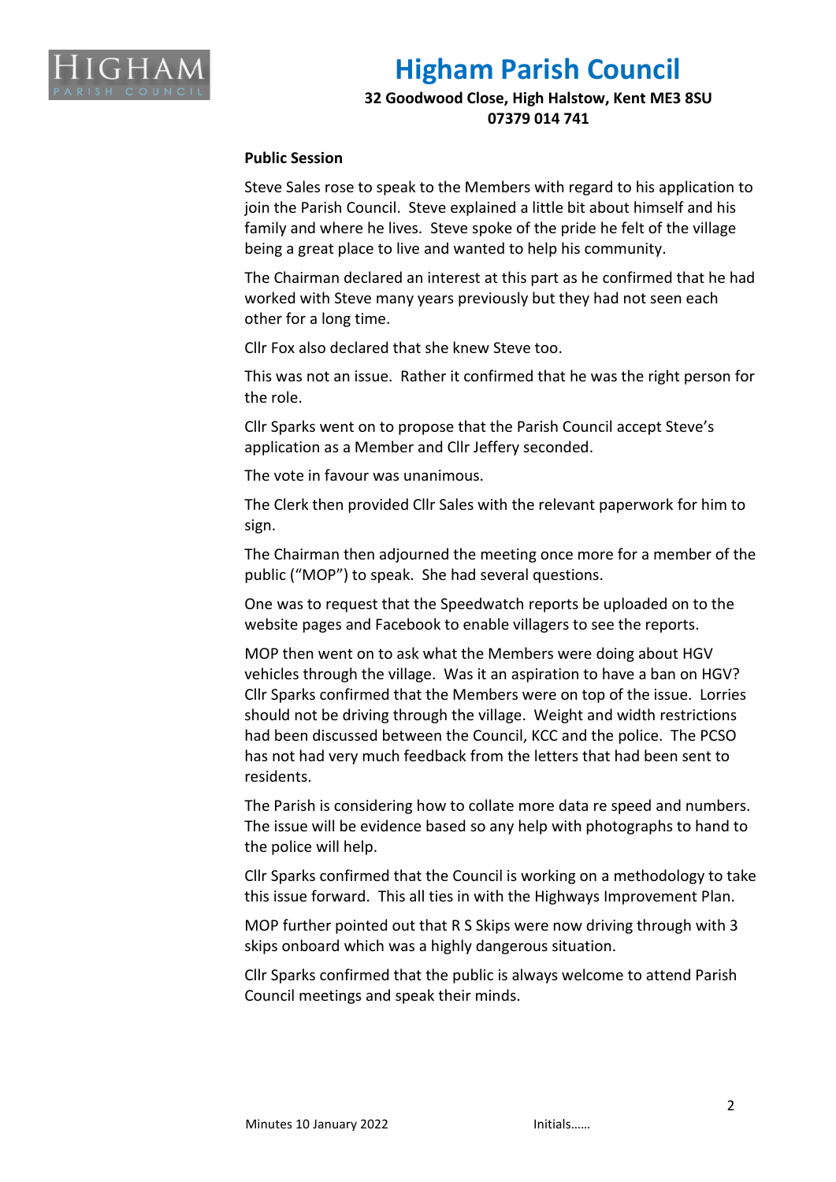**Public Session**

Steve Sales rose to speak to the Members with regard to his application to join the Parish Council. Steve explained a little bit about himself and his family and where he lives. Steve spoke of the pride he felt of the village being a great place to live and wanted to help his community.

The Chairman declared an interest at this part as he confirmed that he had worked with Steve many years previously but they had not seen each other for a long time.

Cllr Fox also declared that she knew Steve too.

This was not an issue. Rather it confirmed that he was the right person for the role.

Cllr Sparks went on to propose that the Parish Council accept Steve's application as a Member and Cllr Jeffery seconded.

The vote in favour was unanimous.

The Clerk then provided Cllr Sales with the relevant paperwork for him to sign.

The Chairman then adjourned the meeting once more for a member of the public ("MOP") to speak. She had several questions.

One was to request that the Speedwatch reports be uploaded on to the website pages and Facebook to enable villagers to see the reports.

MOP then went on to ask what the Members were doing about HGV vehicles through the village. Was it an aspiration to have a ban on HGV? Cllr Sparks confirmed that the Members were on top of the issue. Lorries should not be driving through the village. Weight and width restrictions had been discussed between the Council, KCC and the police. The PCSO has not had very much feedback from the letters that had been sent to residents.

The Parish is considering how to collate more data re speed and numbers. The issue will be evidence based so any help with photographs to hand to the police will help.

Cllr Sparks confirmed that the Council is working on a methodology to take this issue forward. This all ties in with the Highways Improvement Plan.

MOP further pointed out that R S Skips were now driving through with 3 skips onboard which was a highly dangerous situation.

Cllr Sparks confirmed that the public is always welcome to attend Parish Council meetings and speak their minds.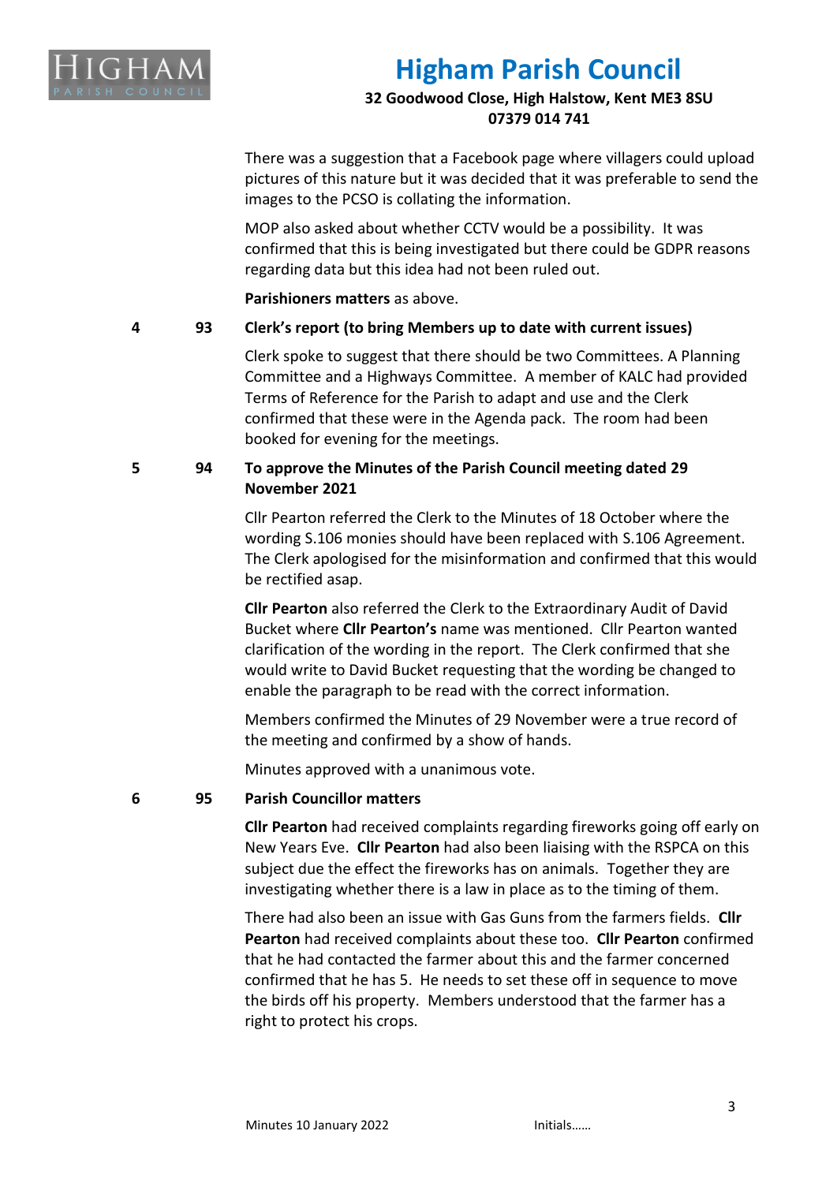There was a suggestion that a Facebook page where villagers could upload pictures of this nature but it was decided that it was preferable to send the images to the PCSO is collating the information.

MOP also asked about whether CCTV would be a possibility. It was confirmed that this is being investigated but there could be GDPR reasons regarding data but this idea had not been ruled out.

**Parishioners matters** as above.

**4 93 Clerk's report (to bring Members up to date with current issues)**

Clerk spoke to suggest that there should be two Committees. A Planning Committee and a Highways Committee. A member of KALC had provided Terms of Reference for the Parish to adapt and use and the Clerk confirmed that these were in the Agenda pack. The room had been booked for evening for the meetings.

**5 94 To approve the Minutes of the Parish Council meeting dated 29 November 2021**

Cllr Pearton referred the Clerk to the Minutes of 18 October where the wording S.106 monies should have been replaced with S.106 Agreement. The Clerk apologised for the misinformation and confirmed that this would be rectified asap.

**Cllr Pearton** also referred the Clerk to the Extraordinary Audit of David Bucket where **Cllr Pearton's** name was mentioned. Cllr Pearton wanted clarification of the wording in the report. The Clerk confirmed that she would write to David Bucket requesting that the wording be changed to enable the paragraph to be read with the correct information.

Members confirmed the Minutes of 29 November were a true record of the meeting and confirmed by a show of hands.

Minutes approved with a unanimous vote.

**6 95 Parish Councillor matters**

**Cllr Pearton** had received complaints regarding fireworks going off early on New Years Eve. **Cllr Pearton** had also been liaising with the RSPCA on this subject due the effect the fireworks has on animals. Together they are investigating whether there is a law in place as to the timing of them.

There had also been an issue with Gas Guns from the farmers fields. **Cllr Pearton** had received complaints about these too. **Cllr Pearton** confirmed that he had contacted the farmer about this and the farmer concerned confirmed that he has 5. He needs to set these off in sequence to move the birds off his property. Members understood that the farmer has a right to protect his crops.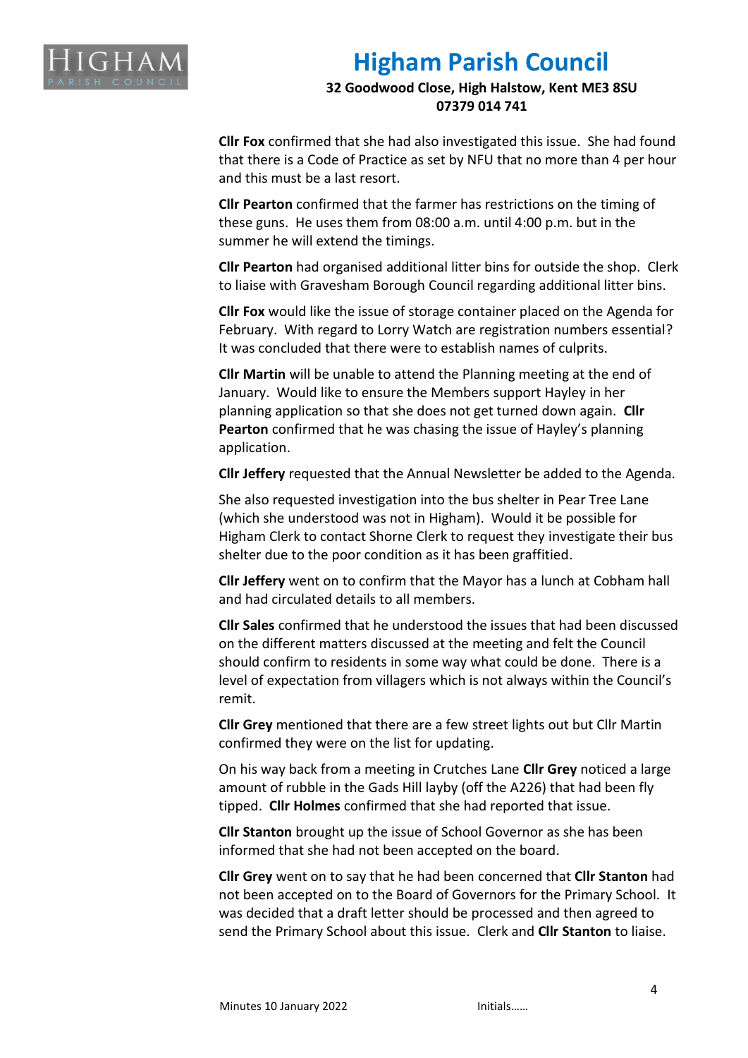**Cllr Fox** confirmed that she had also investigated this issue. She had found that there is a Code of Practice as set by NFU that no more than 4 per hour and this must be a last resort.

**Cllr Pearton** confirmed that the farmer has restrictions on the timing of these guns. He uses them from 08:00 a.m. until 4:00 p.m. but in the summer he will extend the timings.

**Cllr Pearton** had organised additional litter bins for outside the shop. Clerk to liaise with Gravesham Borough Council regarding additional litter bins.

**Cllr Fox** would like the issue of storage container placed on the Agenda for February. With regard to Lorry Watch are registration numbers essential? It was concluded that there were to establish names of culprits.

**Cllr Martin** will be unable to attend the Planning meeting at the end of January. Would like to ensure the Members support Hayley in her planning application so that she does not get turned down again. **Cllr Pearton** confirmed that he was chasing the issue of Hayley's planning application.

**Cllr Jeffery** requested that the Annual Newsletter be added to the Agenda.

She also requested investigation into the bus shelter in Pear Tree Lane (which she understood was not in Higham). Would it be possible for Higham Clerk to contact Shorne Clerk to request they investigate their bus shelter due to the poor condition as it has been graffitied.

**Cllr Jeffery** went on to confirm that the Mayor has a lunch at Cobham hall and had circulated details to all members.

**Cllr Sales** confirmed that he understood the issues that had been discussed on the different matters discussed at the meeting and felt the Council should confirm to residents in some way what could be done. There is a level of expectation from villagers which is not always within the Council's remit.

**Cllr Grey** mentioned that there are a few street lights out but Cllr Martin confirmed they were on the list for updating.

On his way back from a meeting in Crutches Lane **Cllr Grey** noticed a large amount of rubble in the Gads Hill layby (off the A226) that had been fly tipped. **Cllr Holmes** confirmed that she had reported that issue.

**Cllr Stanton** brought up the issue of School Governor as she has been informed that she had not been accepted on the board.

**Cllr Grey** went on to say that he had been concerned that **Cllr Stanton** had not been accepted on to the Board of Governors for the Primary School. It was decided that a draft letter should be processed and then agreed to send the Primary School about this issue. Clerk and **Cllr Stanton** to liaise.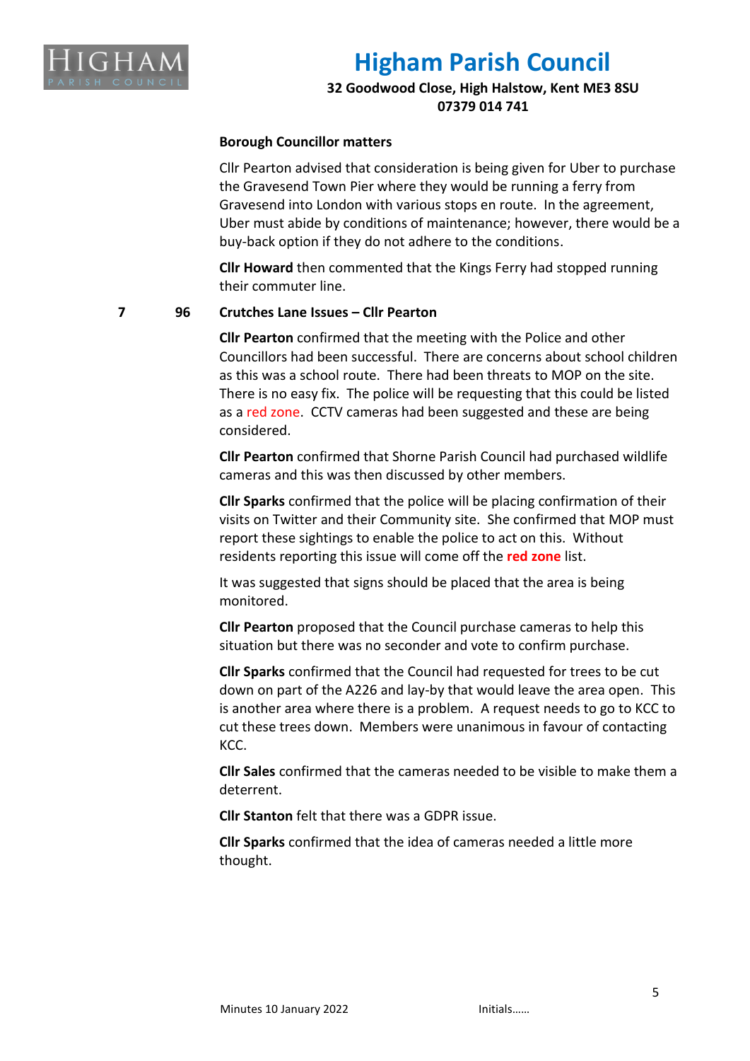**Borough Councillor matters**

Cllr Pearton advised that consideration is being given for Uber to purchase the Gravesend Town Pier where they would be running a ferry from Gravesend into London with various stops en route. In the agreement, Uber must abide by conditions of maintenance; however, there would be a buy-back option if they do not adhere to the conditions.

**Cllr Howard** then commented that the Kings Ferry had stopped running their commuter line.

7 96 **Crutches Lane Issues – Cllr Pearton**

**Cllr Pearton** confirmed that the meeting with the Police and other Councillors had been successful. There are concerns about school children as this was a school route. There had been threats to MOP on the site. There is no easy fix. The police will be requesting that this could be listed as a red zone. CCTV cameras had been suggested and these are being considered.

**Cllr Pearton** confirmed that Shorne Parish Council had purchased wildlife cameras and this was then discussed by other members.

**Cllr Sparks** confirmed that the police will be placing confirmation of their visits on Twitter and their Community site. She confirmed that MOP must report these sightings to enable the police to act on this. Without residents reporting this issue will come off the **red zone** list.

It was suggested that signs should be placed that the area is being monitored.

**Cllr Pearton** proposed that the Council purchase cameras to help this situation but there was no seconder and vote to confirm purchase.

**Cllr Sparks** confirmed that the Council had requested for trees to be cut down on part of the A226 and lay-by that would leave the area open. This is another area where there is a problem. A request needs to go to KCC to cut these trees down. Members were unanimous in favour of contacting KCC.

**Cllr Sales** confirmed that the cameras needed to be visible to make them a deterrent.

**Cllr Stanton** felt that there was a GDPR issue.

**Cllr Sparks** confirmed that the idea of cameras needed a little more thought.

Minutes 10 January 2022 Initials……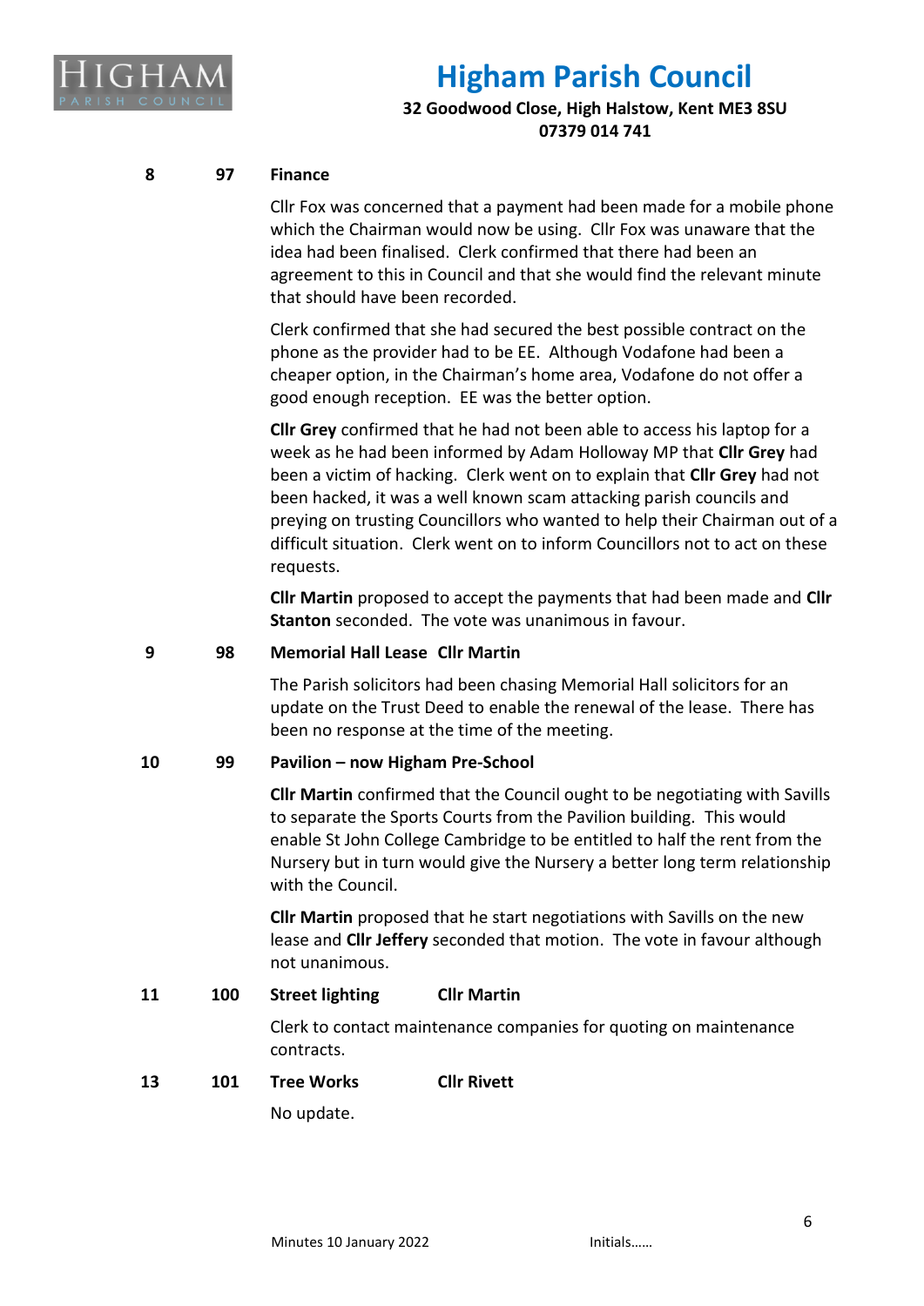**8 97 Finance**

Cllr Fox was concerned that a payment had been made for a mobile phone which the Chairman would now be using. Cllr Fox was unaware that the idea had been finalised. Clerk confirmed that there had been an agreement to this in Council and that she would find the relevant minute that should have been recorded.

Clerk confirmed that she had secured the best possible contract on the phone as the provider had to be EE. Although Vodafone had been a cheaper option, in the Chairman's home area, Vodafone do not offer a good enough reception. EE was the better option.

**Cllr Grey** confirmed that he had not been able to access his laptop for a week as he had been informed by Adam Holloway MP that **Cllr Grey** had been a victim of hacking. Clerk went on to explain that **Cllr Grey** had not been hacked, it was a well known scam attacking parish councils and preying on trusting Councillors who wanted to help their Chairman out of a difficult situation. Clerk went on to inform Councillors not to act on these requests.

**Cllr Martin** proposed to accept the payments that had been made and **Cllr Stanton** seconded. The vote was unanimous in favour.

**9 98 Memorial Hall Lease Cllr Martin**

The Parish solicitors had been chasing Memorial Hall solicitors for an update on the Trust Deed to enable the renewal of the lease. There has been no response at the time of the meeting.

**10 99 Pavilion – now Higham Pre-School**

**Cllr Martin** confirmed that the Council ought to be negotiating with Savills to separate the Sports Courts from the Pavilion building. This would enable St John College Cambridge to be entitled to half the rent from the Nursery but in turn would give the Nursery a better long term relationship with the Council.

**Cllr Martin** proposed that he start negotiations with Savills on the new lease and **Cllr Jeffery** seconded that motion. The vote in favour although not unanimous.

**11 100 Street lighting Cllr Martin**

Clerk to contact maintenance companies for quoting on maintenance contracts.

**13 101 Tree Works Cllr Rivett**

No update.

Minutes 10 January 2022 Initials……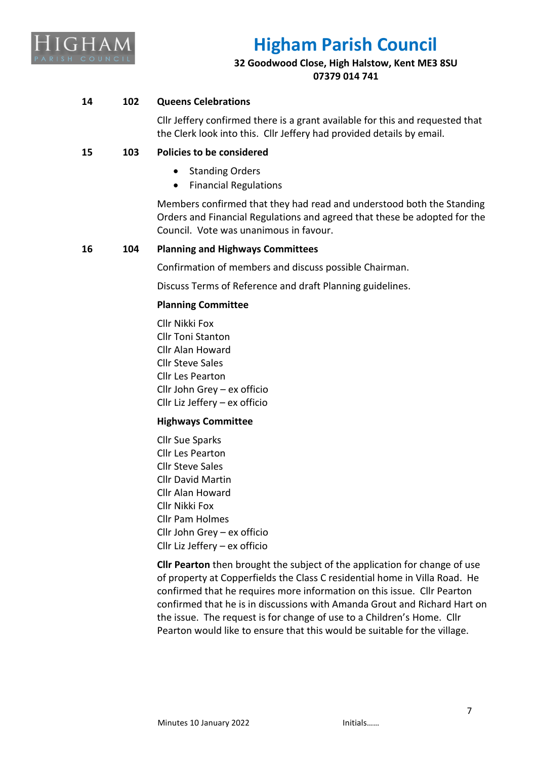# Higham Parish Council

**32 Goodwood Close, High Halstow, Kent ME3 8SU**
**07379 014 741**

**14 102 Queens Celebrations**

Cllr Jeffery confirmed there is a grant available for this and requested that the Clerk look into this. Cllr Jeffery had provided details by email.

**15 103 Policies to be considered**

- Standing Orders
- Financial Regulations

Members confirmed that they had read and understood both the Standing Orders and Financial Regulations and agreed that these be adopted for the Council. Vote was unanimous in favour.

**16 104 Planning and Highways Committees**

Confirmation of members and discuss possible Chairman.

Discuss Terms of Reference and draft Planning guidelines.

**Planning Committee**

Cllr Nikki Fox
Cllr Toni Stanton
Cllr Alan Howard
Cllr Steve Sales
Cllr Les Pearton
Cllr John Grey – ex officio
Cllr Liz Jeffery – ex officio

**Highways Committee**

Cllr Sue Sparks
Cllr Les Pearton
Cllr Steve Sales
Cllr David Martin
Cllr Alan Howard
Cllr Nikki Fox
Cllr Pam Holmes
Cllr John Grey – ex officio
Cllr Liz Jeffery – ex officio

**Cllr Pearton** then brought the subject of the application for change of use of property at Copperfields the Class C residential home in Villa Road. He confirmed that he requires more information on this issue. Cllr Pearton confirmed that he is in discussions with Amanda Grout and Richard Hart on the issue. The request is for change of use to a Children's Home. Cllr Pearton would like to ensure that this would be suitable for the village.

Minutes 10 January 2022 Initials……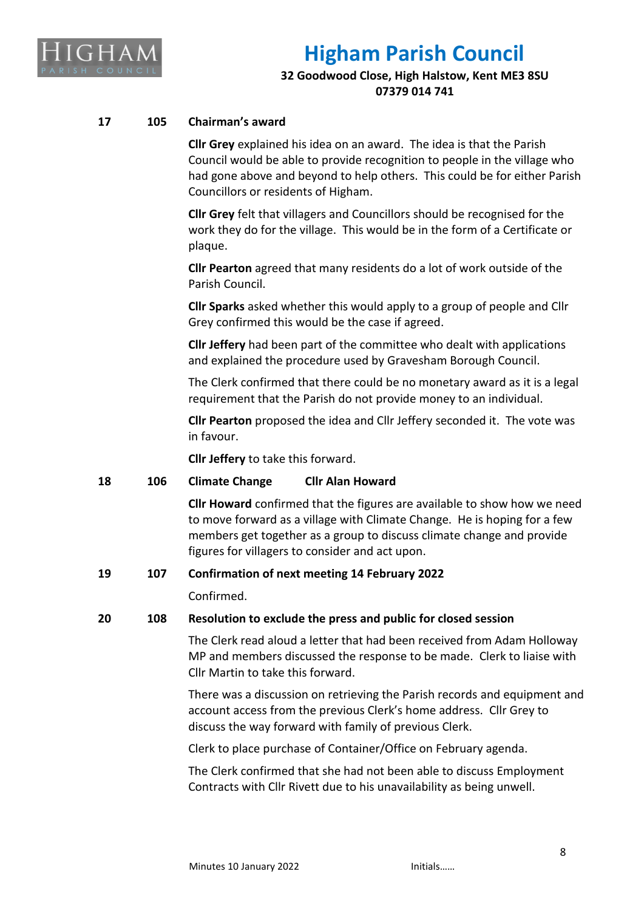**17 105 Chairman's award**

**Cllr Grey** explained his idea on an award. The idea is that the Parish Council would be able to provide recognition to people in the village who had gone above and beyond to help others. This could be for either Parish Councillors or residents of Higham.

**Cllr Grey** felt that villagers and Councillors should be recognised for the work they do for the village. This would be in the form of a Certificate or plaque.

**Cllr Pearton** agreed that many residents do a lot of work outside of the Parish Council.

**Cllr Sparks** asked whether this would apply to a group of people and Cllr Grey confirmed this would be the case if agreed.

**Cllr Jeffery** had been part of the committee who dealt with applications and explained the procedure used by Gravesham Borough Council.

The Clerk confirmed that there could be no monetary award as it is a legal requirement that the Parish do not provide money to an individual.

**Cllr Pearton** proposed the idea and Cllr Jeffery seconded it. The vote was in favour.

**Cllr Jeffery** to take this forward.

**18 106 Climate Change Cllr Alan Howard**

**Cllr Howard** confirmed that the figures are available to show how we need to move forward as a village with Climate Change. He is hoping for a few members get together as a group to discuss climate change and provide figures for villagers to consider and act upon.

**19 107 Confirmation of next meeting 14 February 2022**

Confirmed.

**20 108 Resolution to exclude the press and public for closed session**

The Clerk read aloud a letter that had been received from Adam Holloway MP and members discussed the response to be made. Clerk to liaise with Cllr Martin to take this forward.

There was a discussion on retrieving the Parish records and equipment and account access from the previous Clerk's home address. Cllr Grey to discuss the way forward with family of previous Clerk.

Clerk to place purchase of Container/Office on February agenda.

The Clerk confirmed that she had not been able to discuss Employment Contracts with Cllr Rivett due to his unavailability as being unwell.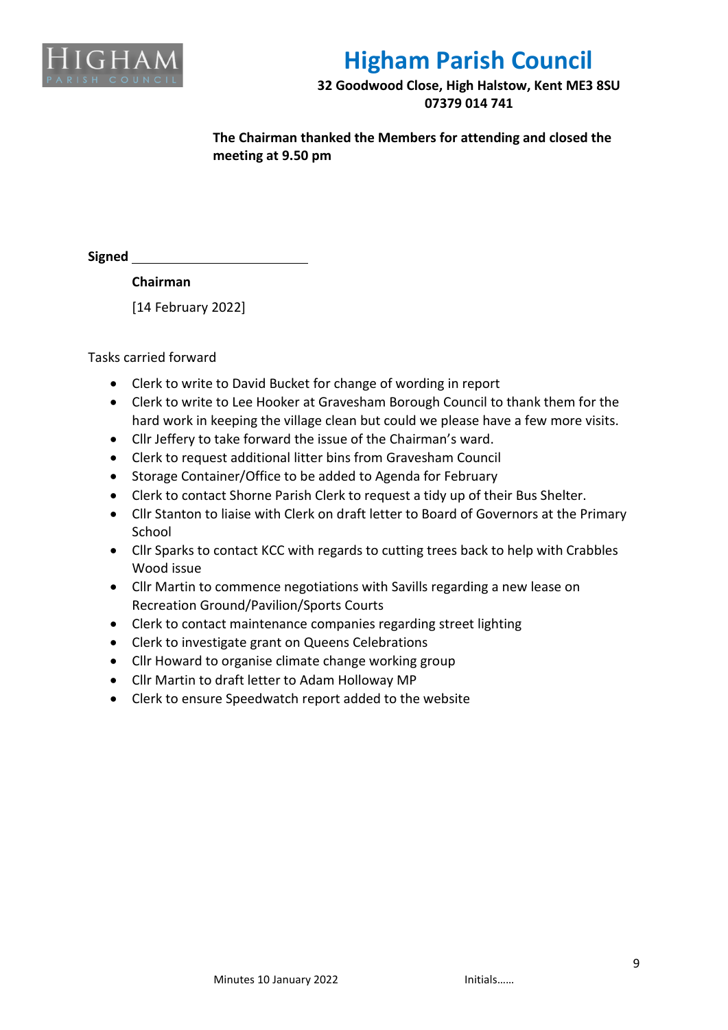**The Chairman thanked the Members for attending and closed the meeting at 9.50 pm**

**Signed** ________________________

**Chairman**

[14 February 2022]

Tasks carried forward

- Clerk to write to David Bucket for change of wording in report
- Clerk to write to Lee Hooker at Gravesham Borough Council to thank them for the hard work in keeping the village clean but could we please have a few more visits.
- Cllr Jeffery to take forward the issue of the Chairman's ward.
- Clerk to request additional litter bins from Gravesham Council
- Storage Container/Office to be added to Agenda for February
- Clerk to contact Shorne Parish Clerk to request a tidy up of their Bus Shelter.
- Cllr Stanton to liaise with Clerk on draft letter to Board of Governors at the Primary School
- Cllr Sparks to contact KCC with regards to cutting trees back to help with Crabbles Wood issue
- Cllr Martin to commence negotiations with Savills regarding a new lease on Recreation Ground/Pavilion/Sports Courts
- Clerk to contact maintenance companies regarding street lighting
- Clerk to investigate grant on Queens Celebrations
- Cllr Howard to organise climate change working group
- Cllr Martin to draft letter to Adam Holloway MP
- Clerk to ensure Speedwatch report added to the website